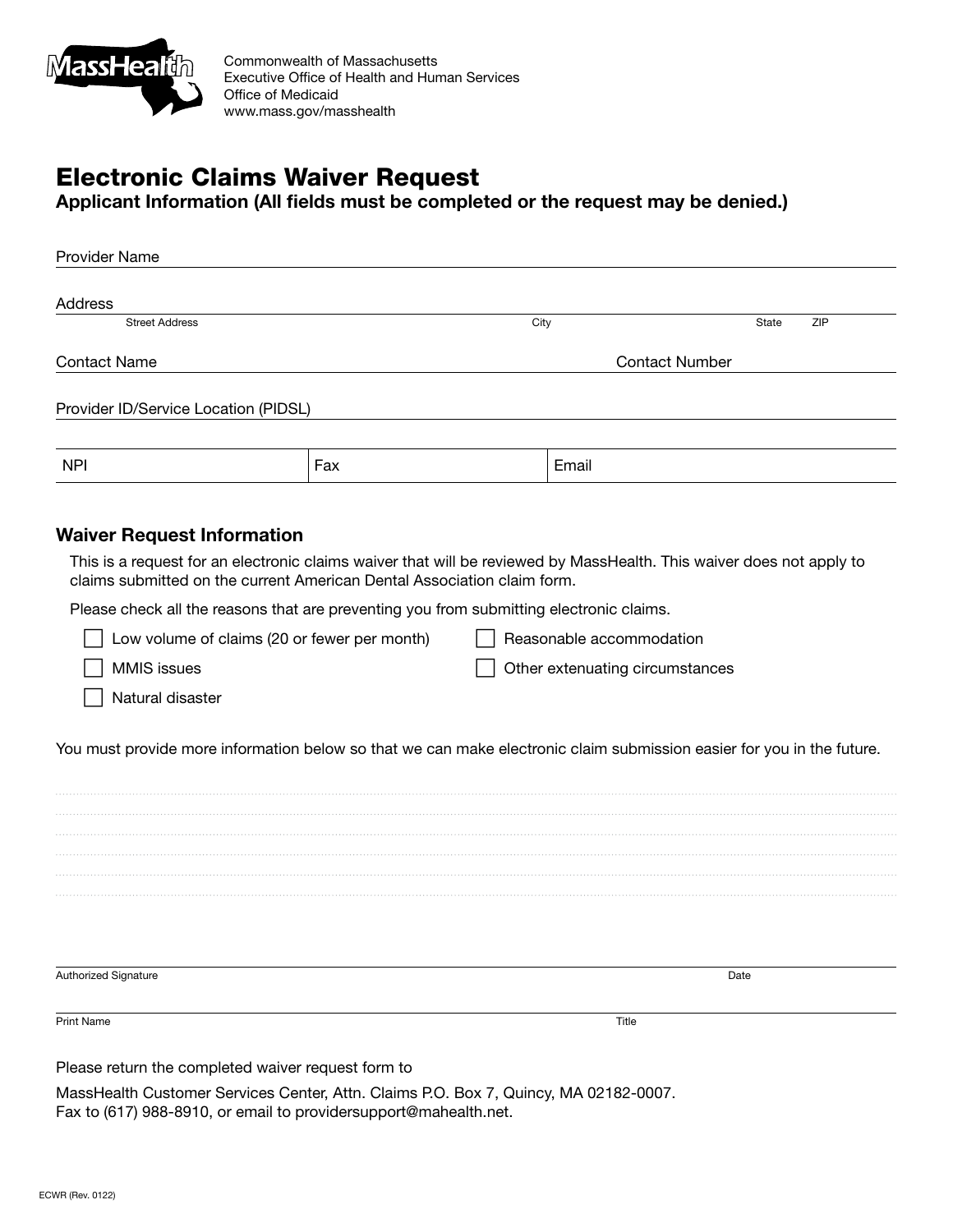MassHealth

Commonwealth of Massachusetts
Executive Office of Health and Human Services
Office of Medicaid
www.mass.gov/masshealth

# Electronic Claims Waiver Request

**Applicant Information (All fields must be completed or the request may be denied.)**

Provider Name ______________________________________________

Address ______________________________________________
Street Address City State ZIP

Contact Name ______________________ Contact Number ______________________

Provider ID/Service Location (PIDSL) ______________________________________________

| NPI | Fax | Email |
|---|---|---|

## Waiver Request Information

This is a request for an electronic claims waiver that will be reviewed by MassHealth. This waiver does not apply to claims submitted on the current American Dental Association claim form.

Please check all the reasons that are preventing you from submitting electronic claims.

- ☐ Low volume of claims (20 or fewer per month)
- ☐ MMIS issues
- ☐ Natural disaster
- ☐ Reasonable accommodation
- ☐ Other extenuating circumstances

You must provide more information below so that we can make electronic claim submission easier for you in the future.

______________________________________________

______________________________________________

______________________________________________

______________________________________________

______________________________________________

______________________________________________

Authorized Signature ______________________ Date ______________________

Print Name ______________________ Title ______________________

Please return the completed waiver request form to

MassHealth Customer Services Center, Attn. Claims P.O. Box 7, Quincy, MA 02182-0007.
Fax to (617) 988-8910, or email to providersupport@mahealth.net.

ECWR (Rev. 0122)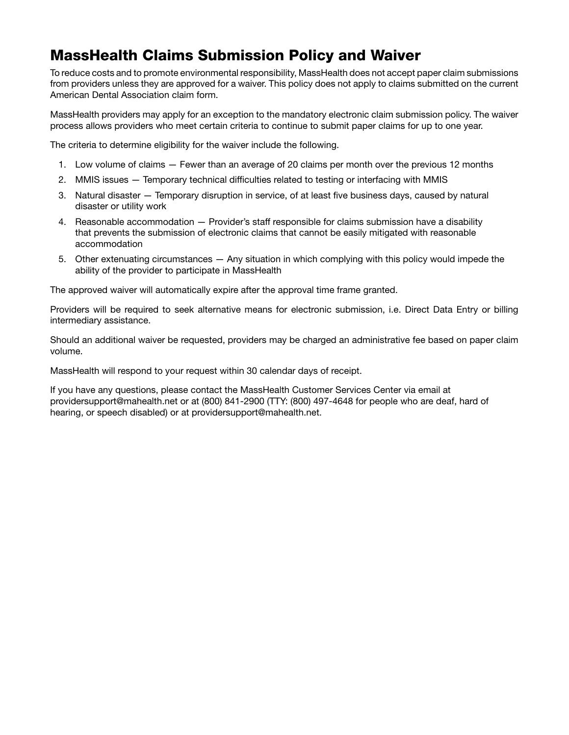# MassHealth Claims Submission Policy and Waiver

To reduce costs and to promote environmental responsibility, MassHealth does not accept paper claim submissions from providers unless they are approved for a waiver. This policy does not apply to claims submitted on the current American Dental Association claim form.

MassHealth providers may apply for an exception to the mandatory electronic claim submission policy. The waiver process allows providers who meet certain criteria to continue to submit paper claims for up to one year.

The criteria to determine eligibility for the waiver include the following.

1. Low volume of claims — Fewer than an average of 20 claims per month over the previous 12 months
2. MMIS issues — Temporary technical difficulties related to testing or interfacing with MMIS
3. Natural disaster — Temporary disruption in service, of at least five business days, caused by natural disaster or utility work
4. Reasonable accommodation — Provider's staff responsible for claims submission have a disability that prevents the submission of electronic claims that cannot be easily mitigated with reasonable accommodation
5. Other extenuating circumstances — Any situation in which complying with this policy would impede the ability of the provider to participate in MassHealth

The approved waiver will automatically expire after the approval time frame granted.

Providers will be required to seek alternative means for electronic submission, i.e. Direct Data Entry or billing intermediary assistance.

Should an additional waiver be requested, providers may be charged an administrative fee based on paper claim volume.

MassHealth will respond to your request within 30 calendar days of receipt.

If you have any questions, please contact the MassHealth Customer Services Center via email at providersupport@mahealth.net or at (800) 841-2900 (TTY: (800) 497-4648 for people who are deaf, hard of hearing, or speech disabled) or at providersupport@mahealth.net.